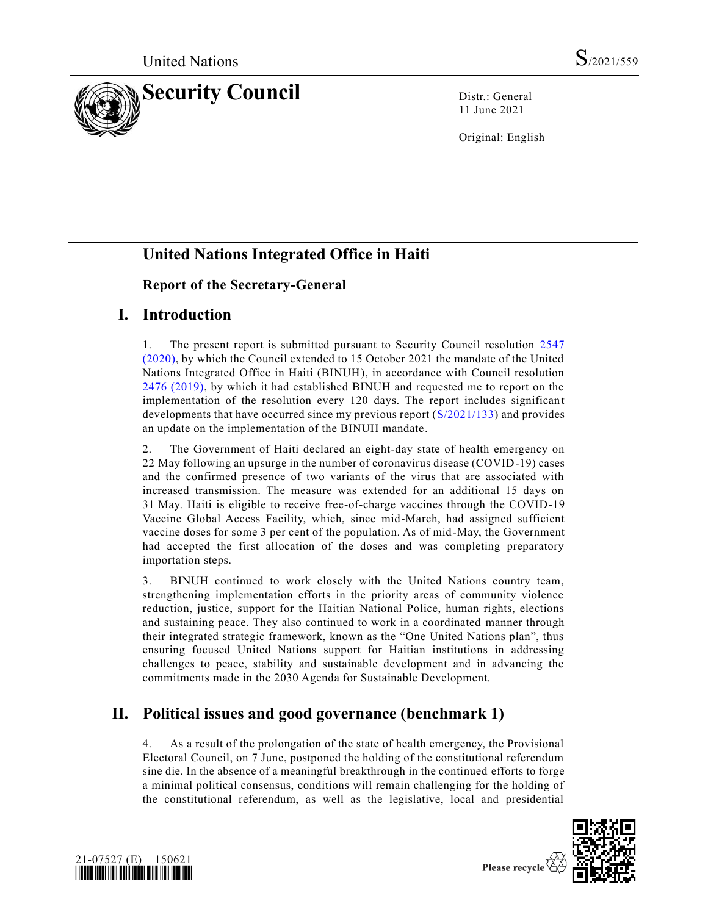United Nations S/2021/559

# Security Council

Distr.: General
11 June 2021

Original: English

## United Nations Integrated Office in Haiti

### Report of the Secretary-General

## I. Introduction

1. The present report is submitted pursuant to Security Council resolution 2547 (2020), by which the Council extended to 15 October 2021 the mandate of the United Nations Integrated Office in Haiti (BINUH), in accordance with Council resolution 2476 (2019), by which it had established BINUH and requested me to report on the implementation of the resolution every 120 days. The report includes significant developments that have occurred since my previous report (S/2021/133) and provides an update on the implementation of the BINUH mandate.

2. The Government of Haiti declared an eight-day state of health emergency on 22 May following an upsurge in the number of coronavirus disease (COVID-19) cases and the confirmed presence of two variants of the virus that are associated with increased transmission. The measure was extended for an additional 15 days on 31 May. Haiti is eligible to receive free-of-charge vaccines through the COVID-19 Vaccine Global Access Facility, which, since mid-March, had assigned sufficient vaccine doses for some 3 per cent of the population. As of mid-May, the Government had accepted the first allocation of the doses and was completing preparatory importation steps.

3. BINUH continued to work closely with the United Nations country team, strengthening implementation efforts in the priority areas of community violence reduction, justice, support for the Haitian National Police, human rights, elections and sustaining peace. They also continued to work in a coordinated manner through their integrated strategic framework, known as the "One United Nations plan", thus ensuring focused United Nations support for Haitian institutions in addressing challenges to peace, stability and sustainable development and in advancing the commitments made in the 2030 Agenda for Sustainable Development.

## II. Political issues and good governance (benchmark 1)

4. As a result of the prolongation of the state of health emergency, the Provisional Electoral Council, on 7 June, postponed the holding of the constitutional referendum sine die. In the absence of a meaningful breakthrough in the continued efforts to forge a minimal political consensus, conditions will remain challenging for the holding of the constitutional referendum, as well as the legislative, local and presidential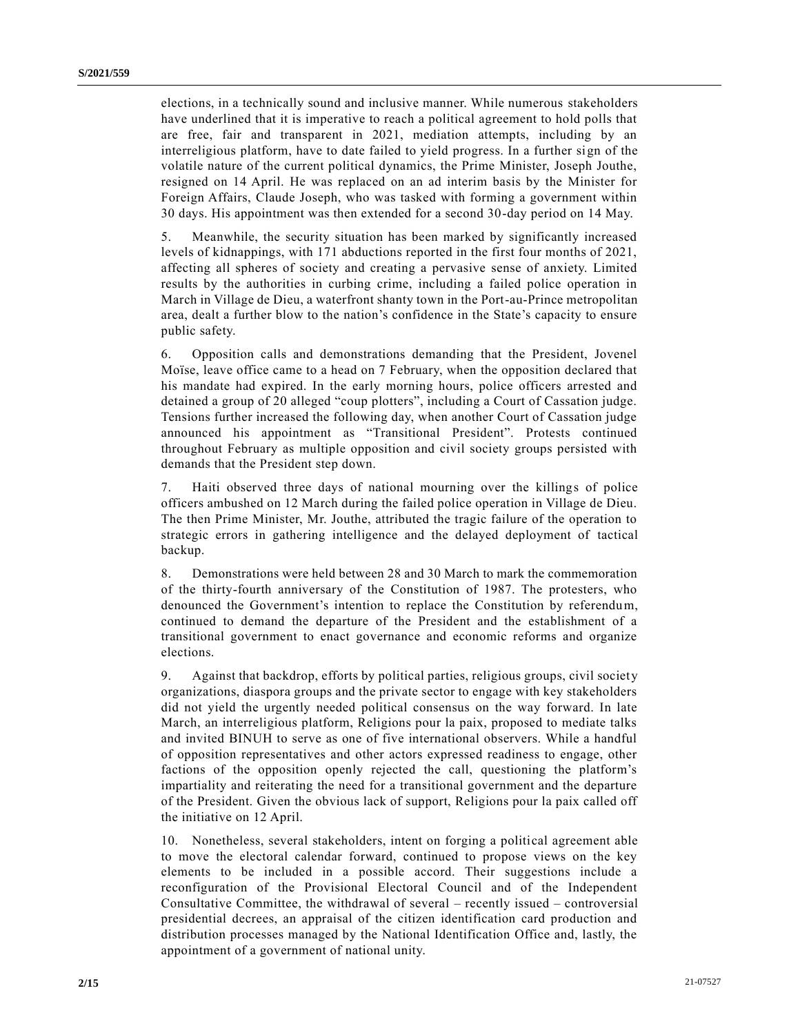elections, in a technically sound and inclusive manner. While numerous stakeholders have underlined that it is imperative to reach a political agreement to hold polls that are free, fair and transparent in 2021, mediation attempts, including by an interreligious platform, have to date failed to yield progress. In a further sign of the volatile nature of the current political dynamics, the Prime Minister, Joseph Jouthe, resigned on 14 April. He was replaced on an ad interim basis by the Minister for Foreign Affairs, Claude Joseph, who was tasked with forming a government within 30 days. His appointment was then extended for a second 30-day period on 14 May.

5. Meanwhile, the security situation has been marked by significantly increased levels of kidnappings, with 171 abductions reported in the first four months of 2021, affecting all spheres of society and creating a pervasive sense of anxiety. Limited results by the authorities in curbing crime, including a failed police operation in March in Village de Dieu, a waterfront shanty town in the Port-au-Prince metropolitan area, dealt a further blow to the nation's confidence in the State's capacity to ensure public safety.

6. Opposition calls and demonstrations demanding that the President, Jovenel Moïse, leave office came to a head on 7 February, when the opposition declared that his mandate had expired. In the early morning hours, police officers arrested and detained a group of 20 alleged "coup plotters", including a Court of Cassation judge. Tensions further increased the following day, when another Court of Cassation judge announced his appointment as "Transitional President". Protests continued throughout February as multiple opposition and civil society groups persisted with demands that the President step down.

7. Haiti observed three days of national mourning over the killings of police officers ambushed on 12 March during the failed police operation in Village de Dieu. The then Prime Minister, Mr. Jouthe, attributed the tragic failure of the operation to strategic errors in gathering intelligence and the delayed deployment of tactical backup.

8. Demonstrations were held between 28 and 30 March to mark the commemoration of the thirty-fourth anniversary of the Constitution of 1987. The protesters, who denounced the Government's intention to replace the Constitution by referendum, continued to demand the departure of the President and the establishment of a transitional government to enact governance and economic reforms and organize elections.

9. Against that backdrop, efforts by political parties, religious groups, civil society organizations, diaspora groups and the private sector to engage with key stakeholders did not yield the urgently needed political consensus on the way forward. In late March, an interreligious platform, Religions pour la paix, proposed to mediate talks and invited BINUH to serve as one of five international observers. While a handful of opposition representatives and other actors expressed readiness to engage, other factions of the opposition openly rejected the call, questioning the platform's impartiality and reiterating the need for a transitional government and the departure of the President. Given the obvious lack of support, Religions pour la paix called off the initiative on 12 April.

10. Nonetheless, several stakeholders, intent on forging a political agreement able to move the electoral calendar forward, continued to propose views on the key elements to be included in a possible accord. Their suggestions include a reconfiguration of the Provisional Electoral Council and of the Independent Consultative Committee, the withdrawal of several – recently issued – controversial presidential decrees, an appraisal of the citizen identification card production and distribution processes managed by the National Identification Office and, lastly, the appointment of a government of national unity.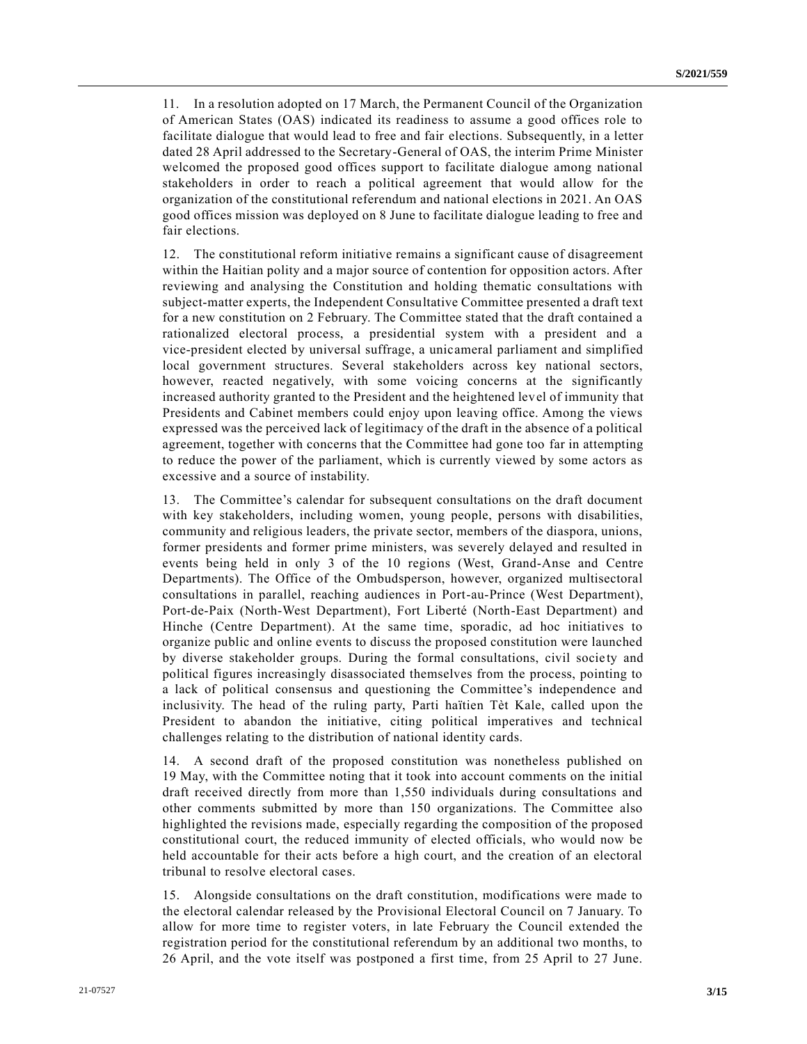11. In a resolution adopted on 17 March, the Permanent Council of the Organization of American States (OAS) indicated its readiness to assume a good offices role to facilitate dialogue that would lead to free and fair elections. Subsequently, in a letter dated 28 April addressed to the Secretary-General of OAS, the interim Prime Minister welcomed the proposed good offices support to facilitate dialogue among national stakeholders in order to reach a political agreement that would allow for the organization of the constitutional referendum and national elections in 2021. An OAS good offices mission was deployed on 8 June to facilitate dialogue leading to free and fair elections.

12. The constitutional reform initiative remains a significant cause of disagreement within the Haitian polity and a major source of contention for opposition actors. After reviewing and analysing the Constitution and holding thematic consultations with subject-matter experts, the Independent Consultative Committee presented a draft text for a new constitution on 2 February. The Committee stated that the draft contained a rationalized electoral process, a presidential system with a president and a vice-president elected by universal suffrage, a unicameral parliament and simplified local government structures. Several stakeholders across key national sectors, however, reacted negatively, with some voicing concerns at the significantly increased authority granted to the President and the heightened level of immunity that Presidents and Cabinet members could enjoy upon leaving office. Among the views expressed was the perceived lack of legitimacy of the draft in the absence of a political agreement, together with concerns that the Committee had gone too far in attempting to reduce the power of the parliament, which is currently viewed by some actors as excessive and a source of instability.

13. The Committee's calendar for subsequent consultations on the draft document with key stakeholders, including women, young people, persons with disabilities, community and religious leaders, the private sector, members of the diaspora, unions, former presidents and former prime ministers, was severely delayed and resulted in events being held in only 3 of the 10 regions (West, Grand-Anse and Centre Departments). The Office of the Ombudsperson, however, organized multisectoral consultations in parallel, reaching audiences in Port-au-Prince (West Department), Port-de-Paix (North-West Department), Fort Liberté (North-East Department) and Hinche (Centre Department). At the same time, sporadic, ad hoc initiatives to organize public and online events to discuss the proposed constitution were launched by diverse stakeholder groups. During the formal consultations, civil society and political figures increasingly disassociated themselves from the process, pointing to a lack of political consensus and questioning the Committee's independence and inclusivity. The head of the ruling party, Parti haïtien Tèt Kale, called upon the President to abandon the initiative, citing political imperatives and technical challenges relating to the distribution of national identity cards.

14. A second draft of the proposed constitution was nonetheless published on 19 May, with the Committee noting that it took into account comments on the initial draft received directly from more than 1,550 individuals during consultations and other comments submitted by more than 150 organizations. The Committee also highlighted the revisions made, especially regarding the composition of the proposed constitutional court, the reduced immunity of elected officials, who would now be held accountable for their acts before a high court, and the creation of an electoral tribunal to resolve electoral cases.

15. Alongside consultations on the draft constitution, modifications were made to the electoral calendar released by the Provisional Electoral Council on 7 January. To allow for more time to register voters, in late February the Council extended the registration period for the constitutional referendum by an additional two months, to 26 April, and the vote itself was postponed a first time, from 25 April to 27 June.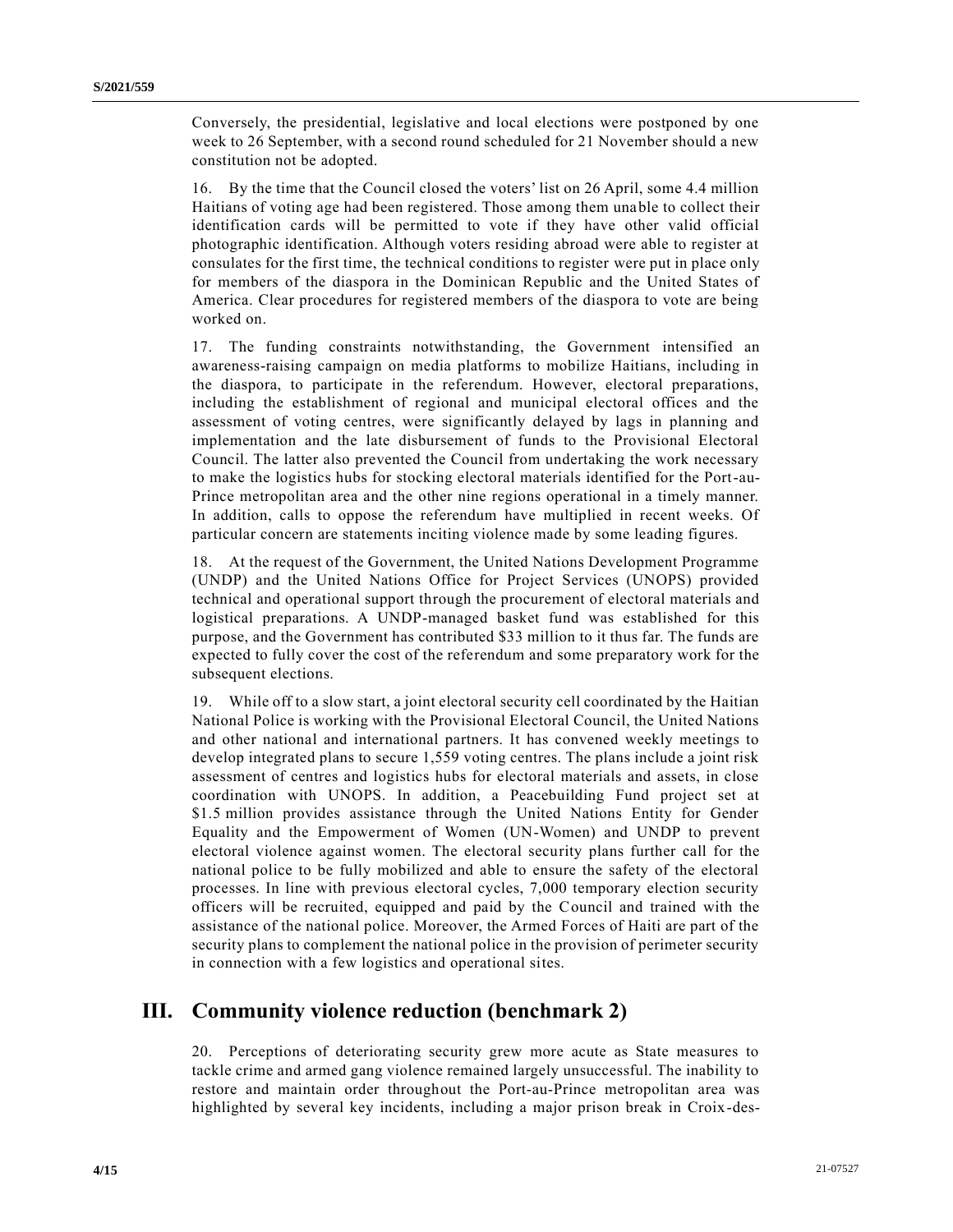Conversely, the presidential, legislative and local elections were postponed by one week to 26 September, with a second round scheduled for 21 November should a new constitution not be adopted.

16. By the time that the Council closed the voters' list on 26 April, some 4.4 million Haitians of voting age had been registered. Those among them unable to collect their identification cards will be permitted to vote if they have other valid official photographic identification. Although voters residing abroad were able to register at consulates for the first time, the technical conditions to register were put in place only for members of the diaspora in the Dominican Republic and the United States of America. Clear procedures for registered members of the diaspora to vote are being worked on.

17. The funding constraints notwithstanding, the Government intensified an awareness-raising campaign on media platforms to mobilize Haitians, including in the diaspora, to participate in the referendum. However, electoral preparations, including the establishment of regional and municipal electoral offices and the assessment of voting centres, were significantly delayed by lags in planning and implementation and the late disbursement of funds to the Provisional Electoral Council. The latter also prevented the Council from undertaking the work necessary to make the logistics hubs for stocking electoral materials identified for the Port-au-Prince metropolitan area and the other nine regions operational in a timely manner. In addition, calls to oppose the referendum have multiplied in recent weeks. Of particular concern are statements inciting violence made by some leading figures.

18. At the request of the Government, the United Nations Development Programme (UNDP) and the United Nations Office for Project Services (UNOPS) provided technical and operational support through the procurement of electoral materials and logistical preparations. A UNDP-managed basket fund was established for this purpose, and the Government has contributed $33 million to it thus far. The funds are expected to fully cover the cost of the referendum and some preparatory work for the subsequent elections.

19. While off to a slow start, a joint electoral security cell coordinated by the Haitian National Police is working with the Provisional Electoral Council, the United Nations and other national and international partners. It has convened weekly meetings to develop integrated plans to secure 1,559 voting centres. The plans include a joint risk assessment of centres and logistics hubs for electoral materials and assets, in close coordination with UNOPS. In addition, a Peacebuilding Fund project set at $1.5 million provides assistance through the United Nations Entity for Gender Equality and the Empowerment of Women (UN-Women) and UNDP to prevent electoral violence against women. The electoral security plans further call for the national police to be fully mobilized and able to ensure the safety of the electoral processes. In line with previous electoral cycles, 7,000 temporary election security officers will be recruited, equipped and paid by the Council and trained with the assistance of the national police. Moreover, the Armed Forces of Haiti are part of the security plans to complement the national police in the provision of perimeter security in connection with a few logistics and operational sites.

## III. Community violence reduction (benchmark 2)

20. Perceptions of deteriorating security grew more acute as State measures to tackle crime and armed gang violence remained largely unsuccessful. The inability to restore and maintain order throughout the Port-au-Prince metropolitan area was highlighted by several key incidents, including a major prison break in Croix-des-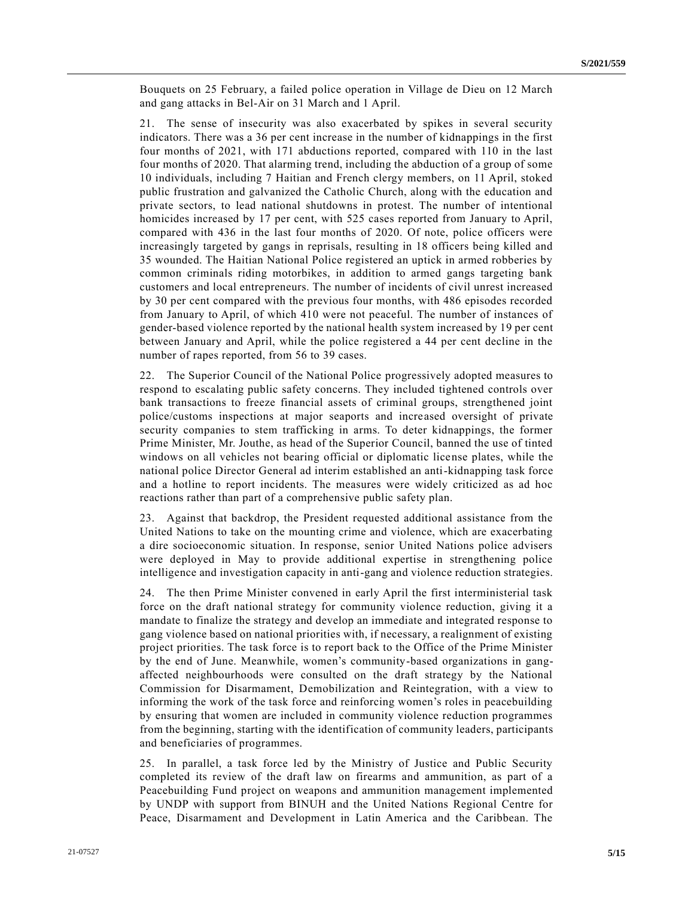Bouquets on 25 February, a failed police operation in Village de Dieu on 12 March and gang attacks in Bel-Air on 31 March and 1 April.

21. The sense of insecurity was also exacerbated by spikes in several security indicators. There was a 36 per cent increase in the number of kidnappings in the first four months of 2021, with 171 abductions reported, compared with 110 in the last four months of 2020. That alarming trend, including the abduction of a group of some 10 individuals, including 7 Haitian and French clergy members, on 11 April, stoked public frustration and galvanized the Catholic Church, along with the education and private sectors, to lead national shutdowns in protest. The number of intentional homicides increased by 17 per cent, with 525 cases reported from January to April, compared with 436 in the last four months of 2020. Of note, police officers were increasingly targeted by gangs in reprisals, resulting in 18 officers being killed and 35 wounded. The Haitian National Police registered an uptick in armed robberies by common criminals riding motorbikes, in addition to armed gangs targeting bank customers and local entrepreneurs. The number of incidents of civil unrest increased by 30 per cent compared with the previous four months, with 486 episodes recorded from January to April, of which 410 were not peaceful. The number of instances of gender-based violence reported by the national health system increased by 19 per cent between January and April, while the police registered a 44 per cent decline in the number of rapes reported, from 56 to 39 cases.

22. The Superior Council of the National Police progressively adopted measures to respond to escalating public safety concerns. They included tightened controls over bank transactions to freeze financial assets of criminal groups, strengthened joint police/customs inspections at major seaports and increased oversight of private security companies to stem trafficking in arms. To deter kidnappings, the former Prime Minister, Mr. Jouthe, as head of the Superior Council, banned the use of tinted windows on all vehicles not bearing official or diplomatic license plates, while the national police Director General ad interim established an anti-kidnapping task force and a hotline to report incidents. The measures were widely criticized as ad hoc reactions rather than part of a comprehensive public safety plan.

23. Against that backdrop, the President requested additional assistance from the United Nations to take on the mounting crime and violence, which are exacerbating a dire socioeconomic situation. In response, senior United Nations police advisers were deployed in May to provide additional expertise in strengthening police intelligence and investigation capacity in anti-gang and violence reduction strategies.

24. The then Prime Minister convened in early April the first interministerial task force on the draft national strategy for community violence reduction, giving it a mandate to finalize the strategy and develop an immediate and integrated response to gang violence based on national priorities with, if necessary, a realignment of existing project priorities. The task force is to report back to the Office of the Prime Minister by the end of June. Meanwhile, women's community-based organizations in gang-affected neighbourhoods were consulted on the draft strategy by the National Commission for Disarmament, Demobilization and Reintegration, with a view to informing the work of the task force and reinforcing women's roles in peacebuilding by ensuring that women are included in community violence reduction programmes from the beginning, starting with the identification of community leaders, participants and beneficiaries of programmes.

25. In parallel, a task force led by the Ministry of Justice and Public Security completed its review of the draft law on firearms and ammunition, as part of a Peacebuilding Fund project on weapons and ammunition management implemented by UNDP with support from BINUH and the United Nations Regional Centre for Peace, Disarmament and Development in Latin America and the Caribbean. The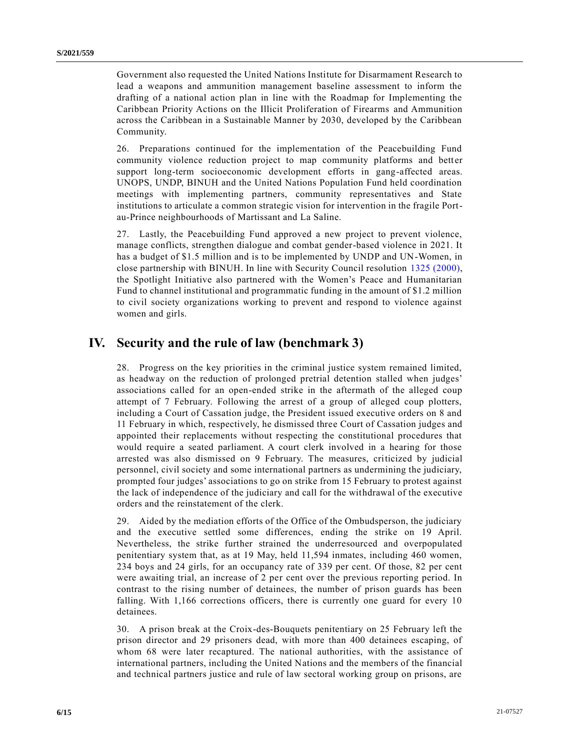Government also requested the United Nations Institute for Disarmament Research to lead a weapons and ammunition management baseline assessment to inform the drafting of a national action plan in line with the Roadmap for Implementing the Caribbean Priority Actions on the Illicit Proliferation of Firearms and Ammunition across the Caribbean in a Sustainable Manner by 2030, developed by the Caribbean Community.

26. Preparations continued for the implementation of the Peacebuilding Fund community violence reduction project to map community platforms and better support long-term socioeconomic development efforts in gang-affected areas. UNOPS, UNDP, BINUH and the United Nations Population Fund held coordination meetings with implementing partners, community representatives and State institutions to articulate a common strategic vision for intervention in the fragile Port-au-Prince neighbourhoods of Martissant and La Saline.

27. Lastly, the Peacebuilding Fund approved a new project to prevent violence, manage conflicts, strengthen dialogue and combat gender-based violence in 2021. It has a budget of $1.5 million and is to be implemented by UNDP and UN-Women, in close partnership with BINUH. In line with Security Council resolution 1325 (2000), the Spotlight Initiative also partnered with the Women's Peace and Humanitarian Fund to channel institutional and programmatic funding in the amount of $1.2 million to civil society organizations working to prevent and respond to violence against women and girls.

## IV. Security and the rule of law (benchmark 3)

28. Progress on the key priorities in the criminal justice system remained limited, as headway on the reduction of prolonged pretrial detention stalled when judges' associations called for an open-ended strike in the aftermath of the alleged coup attempt of 7 February. Following the arrest of a group of alleged coup plotters, including a Court of Cassation judge, the President issued executive orders on 8 and 11 February in which, respectively, he dismissed three Court of Cassation judges and appointed their replacements without respecting the constitutional procedures that would require a seated parliament. A court clerk involved in a hearing for those arrested was also dismissed on 9 February. The measures, criticized by judicial personnel, civil society and some international partners as undermining the judiciary, prompted four judges' associations to go on strike from 15 February to protest against the lack of independence of the judiciary and call for the withdrawal of the executive orders and the reinstatement of the clerk.

29. Aided by the mediation efforts of the Office of the Ombudsperson, the judiciary and the executive settled some differences, ending the strike on 19 April. Nevertheless, the strike further strained the underresourced and overpopulated penitentiary system that, as at 19 May, held 11,594 inmates, including 460 women, 234 boys and 24 girls, for an occupancy rate of 339 per cent. Of those, 82 per cent were awaiting trial, an increase of 2 per cent over the previous reporting period. In contrast to the rising number of detainees, the number of prison guards has been falling. With 1,166 corrections officers, there is currently one guard for every 10 detainees.

30. A prison break at the Croix-des-Bouquets penitentiary on 25 February left the prison director and 29 prisoners dead, with more than 400 detainees escaping, of whom 68 were later recaptured. The national authorities, with the assistance of international partners, including the United Nations and the members of the financial and technical partners justice and rule of law sectoral working group on prisons, are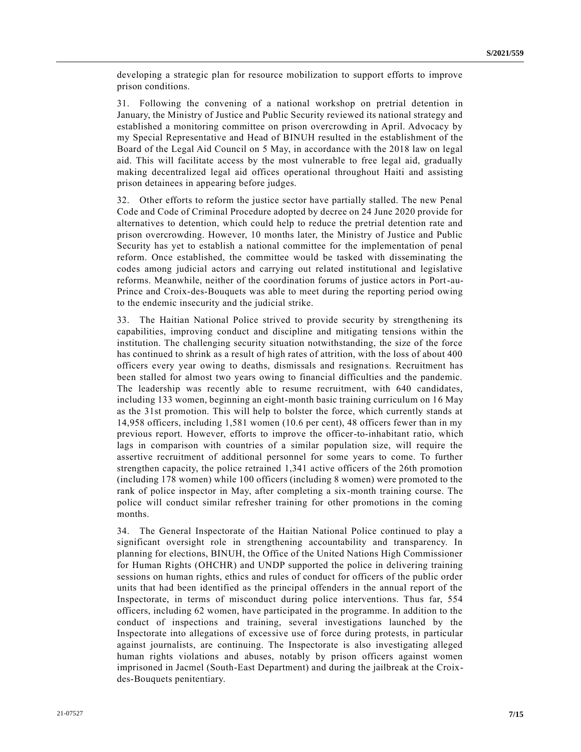developing a strategic plan for resource mobilization to support efforts to improve prison conditions.

31. Following the convening of a national workshop on pretrial detention in January, the Ministry of Justice and Public Security reviewed its national strategy and established a monitoring committee on prison overcrowding in April. Advocacy by my Special Representative and Head of BINUH resulted in the establishment of the Board of the Legal Aid Council on 5 May, in accordance with the 2018 law on legal aid. This will facilitate access by the most vulnerable to free legal aid, gradually making decentralized legal aid offices operational throughout Haiti and assisting prison detainees in appearing before judges.

32. Other efforts to reform the justice sector have partially stalled. The new Penal Code and Code of Criminal Procedure adopted by decree on 24 June 2020 provide for alternatives to detention, which could help to reduce the pretrial detention rate and prison overcrowding. However, 10 months later, the Ministry of Justice and Public Security has yet to establish a national committee for the implementation of penal reform. Once established, the committee would be tasked with disseminating the codes among judicial actors and carrying out related institutional and legislative reforms. Meanwhile, neither of the coordination forums of justice actors in Port-au-Prince and Croix-des-Bouquets was able to meet during the reporting period owing to the endemic insecurity and the judicial strike.

33. The Haitian National Police strived to provide security by strengthening its capabilities, improving conduct and discipline and mitigating tensions within the institution. The challenging security situation notwithstanding, the size of the force has continued to shrink as a result of high rates of attrition, with the loss of about 400 officers every year owing to deaths, dismissals and resignations. Recruitment has been stalled for almost two years owing to financial difficulties and the pandemic. The leadership was recently able to resume recruitment, with 640 candidates, including 133 women, beginning an eight-month basic training curriculum on 16 May as the 31st promotion. This will help to bolster the force, which currently stands at 14,958 officers, including 1,581 women (10.6 per cent), 48 officers fewer than in my previous report. However, efforts to improve the officer-to-inhabitant ratio, which lags in comparison with countries of a similar population size, will require the assertive recruitment of additional personnel for some years to come. To further strengthen capacity, the police retrained 1,341 active officers of the 26th promotion (including 178 women) while 100 officers (including 8 women) were promoted to the rank of police inspector in May, after completing a six-month training course. The police will conduct similar refresher training for other promotions in the coming months.

34. The General Inspectorate of the Haitian National Police continued to play a significant oversight role in strengthening accountability and transparency. In planning for elections, BINUH, the Office of the United Nations High Commissioner for Human Rights (OHCHR) and UNDP supported the police in delivering training sessions on human rights, ethics and rules of conduct for officers of the public order units that had been identified as the principal offenders in the annual report of the Inspectorate, in terms of misconduct during police interventions. Thus far, 554 officers, including 62 women, have participated in the programme. In addition to the conduct of inspections and training, several investigations launched by the Inspectorate into allegations of excessive use of force during protests, in particular against journalists, are continuing. The Inspectorate is also investigating alleged human rights violations and abuses, notably by prison officers against women imprisoned in Jacmel (South-East Department) and during the jailbreak at the Croix-des-Bouquets penitentiary.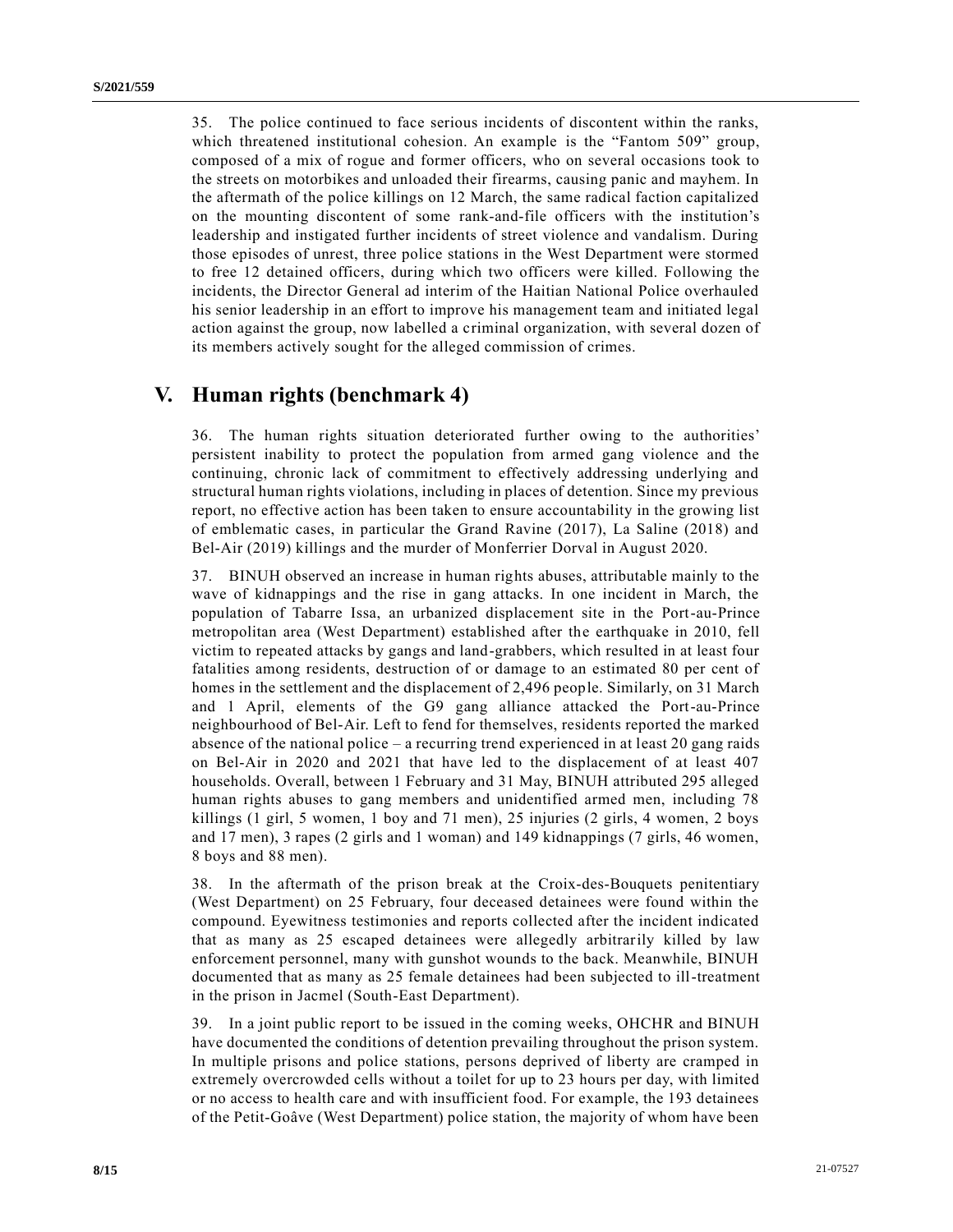35. The police continued to face serious incidents of discontent within the ranks, which threatened institutional cohesion. An example is the "Fantom 509" group, composed of a mix of rogue and former officers, who on several occasions took to the streets on motorbikes and unloaded their firearms, causing panic and mayhem. In the aftermath of the police killings on 12 March, the same radical faction capitalized on the mounting discontent of some rank-and-file officers with the institution's leadership and instigated further incidents of street violence and vandalism. During those episodes of unrest, three police stations in the West Department were stormed to free 12 detained officers, during which two officers were killed. Following the incidents, the Director General ad interim of the Haitian National Police overhauled his senior leadership in an effort to improve his management team and initiated legal action against the group, now labelled a criminal organization, with several dozen of its members actively sought for the alleged commission of crimes.

## V. Human rights (benchmark 4)

36. The human rights situation deteriorated further owing to the authorities' persistent inability to protect the population from armed gang violence and the continuing, chronic lack of commitment to effectively addressing underlying and structural human rights violations, including in places of detention. Since my previous report, no effective action has been taken to ensure accountability in the growing list of emblematic cases, in particular the Grand Ravine (2017), La Saline (2018) and Bel-Air (2019) killings and the murder of Monferrier Dorval in August 2020.

37. BINUH observed an increase in human rights abuses, attributable mainly to the wave of kidnappings and the rise in gang attacks. In one incident in March, the population of Tabarre Issa, an urbanized displacement site in the Port-au-Prince metropolitan area (West Department) established after the earthquake in 2010, fell victim to repeated attacks by gangs and land-grabbers, which resulted in at least four fatalities among residents, destruction of or damage to an estimated 80 per cent of homes in the settlement and the displacement of 2,496 people. Similarly, on 31 March and 1 April, elements of the G9 gang alliance attacked the Port-au-Prince neighbourhood of Bel-Air. Left to fend for themselves, residents reported the marked absence of the national police – a recurring trend experienced in at least 20 gang raids on Bel-Air in 2020 and 2021 that have led to the displacement of at least 407 households. Overall, between 1 February and 31 May, BINUH attributed 295 alleged human rights abuses to gang members and unidentified armed men, including 78 killings (1 girl, 5 women, 1 boy and 71 men), 25 injuries (2 girls, 4 women, 2 boys and 17 men), 3 rapes (2 girls and 1 woman) and 149 kidnappings (7 girls, 46 women, 8 boys and 88 men).

38. In the aftermath of the prison break at the Croix-des-Bouquets penitentiary (West Department) on 25 February, four deceased detainees were found within the compound. Eyewitness testimonies and reports collected after the incident indicated that as many as 25 escaped detainees were allegedly arbitrarily killed by law enforcement personnel, many with gunshot wounds to the back. Meanwhile, BINUH documented that as many as 25 female detainees had been subjected to ill-treatment in the prison in Jacmel (South-East Department).

39. In a joint public report to be issued in the coming weeks, OHCHR and BINUH have documented the conditions of detention prevailing throughout the prison system. In multiple prisons and police stations, persons deprived of liberty are cramped in extremely overcrowded cells without a toilet for up to 23 hours per day, with limited or no access to health care and with insufficient food. For example, the 193 detainees of the Petit-Goâve (West Department) police station, the majority of whom have been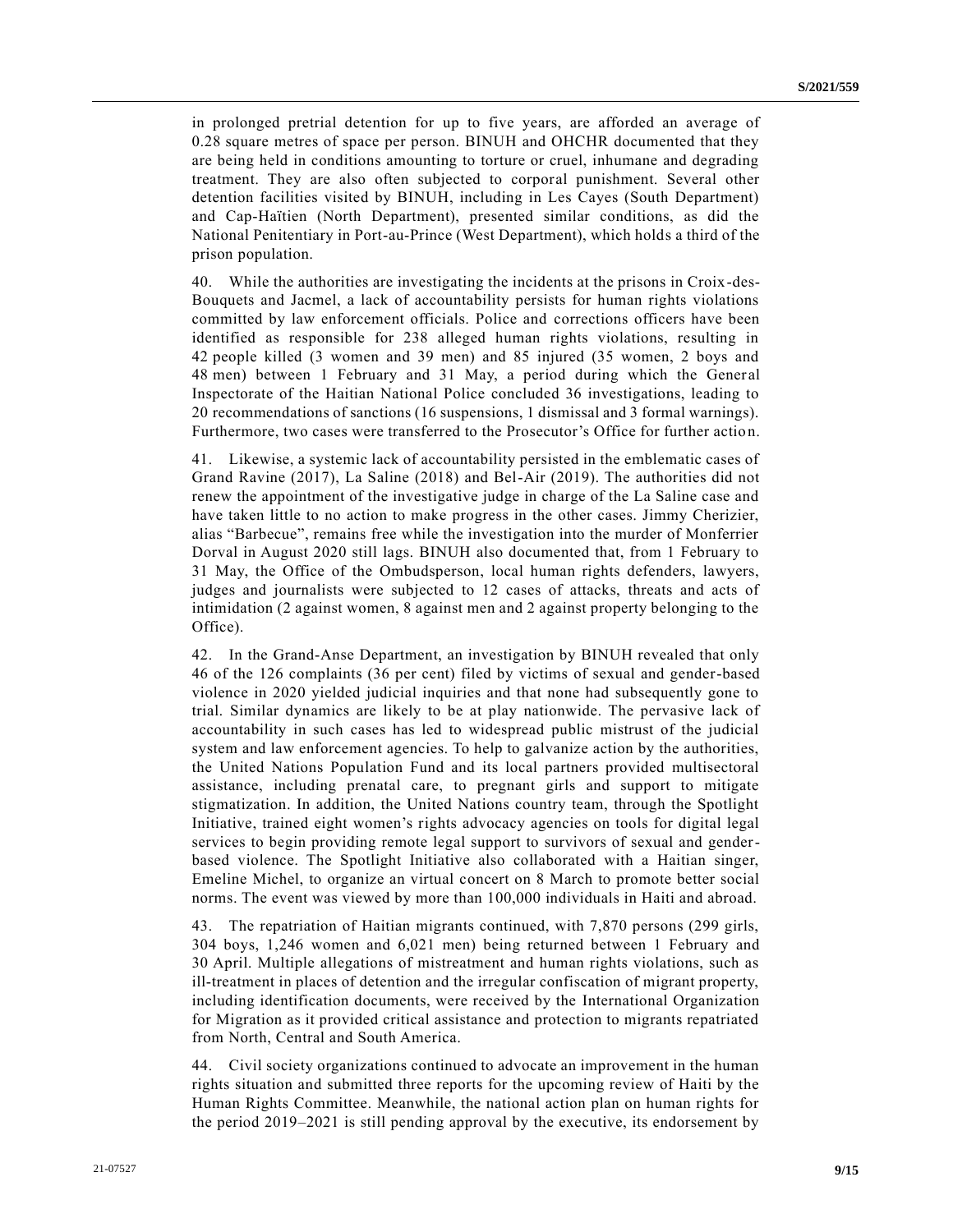in prolonged pretrial detention for up to five years, are afforded an average of 0.28 square metres of space per person. BINUH and OHCHR documented that they are being held in conditions amounting to torture or cruel, inhumane and degrading treatment. They are also often subjected to corporal punishment. Several other detention facilities visited by BINUH, including in Les Cayes (South Department) and Cap-Haïtien (North Department), presented similar conditions, as did the National Penitentiary in Port-au-Prince (West Department), which holds a third of the prison population.

40. While the authorities are investigating the incidents at the prisons in Croix-des-Bouquets and Jacmel, a lack of accountability persists for human rights violations committed by law enforcement officials. Police and corrections officers have been identified as responsible for 238 alleged human rights violations, resulting in 42 people killed (3 women and 39 men) and 85 injured (35 women, 2 boys and 48 men) between 1 February and 31 May, a period during which the General Inspectorate of the Haitian National Police concluded 36 investigations, leading to 20 recommendations of sanctions (16 suspensions, 1 dismissal and 3 formal warnings). Furthermore, two cases were transferred to the Prosecutor's Office for further action.

41. Likewise, a systemic lack of accountability persisted in the emblematic cases of Grand Ravine (2017), La Saline (2018) and Bel-Air (2019). The authorities did not renew the appointment of the investigative judge in charge of the La Saline case and have taken little to no action to make progress in the other cases. Jimmy Cherizier, alias "Barbecue", remains free while the investigation into the murder of Monferrier Dorval in August 2020 still lags. BINUH also documented that, from 1 February to 31 May, the Office of the Ombudsperson, local human rights defenders, lawyers, judges and journalists were subjected to 12 cases of attacks, threats and acts of intimidation (2 against women, 8 against men and 2 against property belonging to the Office).

42. In the Grand-Anse Department, an investigation by BINUH revealed that only 46 of the 126 complaints (36 per cent) filed by victims of sexual and gender-based violence in 2020 yielded judicial inquiries and that none had subsequently gone to trial. Similar dynamics are likely to be at play nationwide. The pervasive lack of accountability in such cases has led to widespread public mistrust of the judicial system and law enforcement agencies. To help to galvanize action by the authorities, the United Nations Population Fund and its local partners provided multisectoral assistance, including prenatal care, to pregnant girls and support to mitigate stigmatization. In addition, the United Nations country team, through the Spotlight Initiative, trained eight women's rights advocacy agencies on tools for digital legal services to begin providing remote legal support to survivors of sexual and gender-based violence. The Spotlight Initiative also collaborated with a Haitian singer, Emeline Michel, to organize an virtual concert on 8 March to promote better social norms. The event was viewed by more than 100,000 individuals in Haiti and abroad.

43. The repatriation of Haitian migrants continued, with 7,870 persons (299 girls, 304 boys, 1,246 women and 6,021 men) being returned between 1 February and 30 April. Multiple allegations of mistreatment and human rights violations, such as ill-treatment in places of detention and the irregular confiscation of migrant property, including identification documents, were received by the International Organization for Migration as it provided critical assistance and protection to migrants repatriated from North, Central and South America.

44. Civil society organizations continued to advocate an improvement in the human rights situation and submitted three reports for the upcoming review of Haiti by the Human Rights Committee. Meanwhile, the national action plan on human rights for the period 2019–2021 is still pending approval by the executive, its endorsement by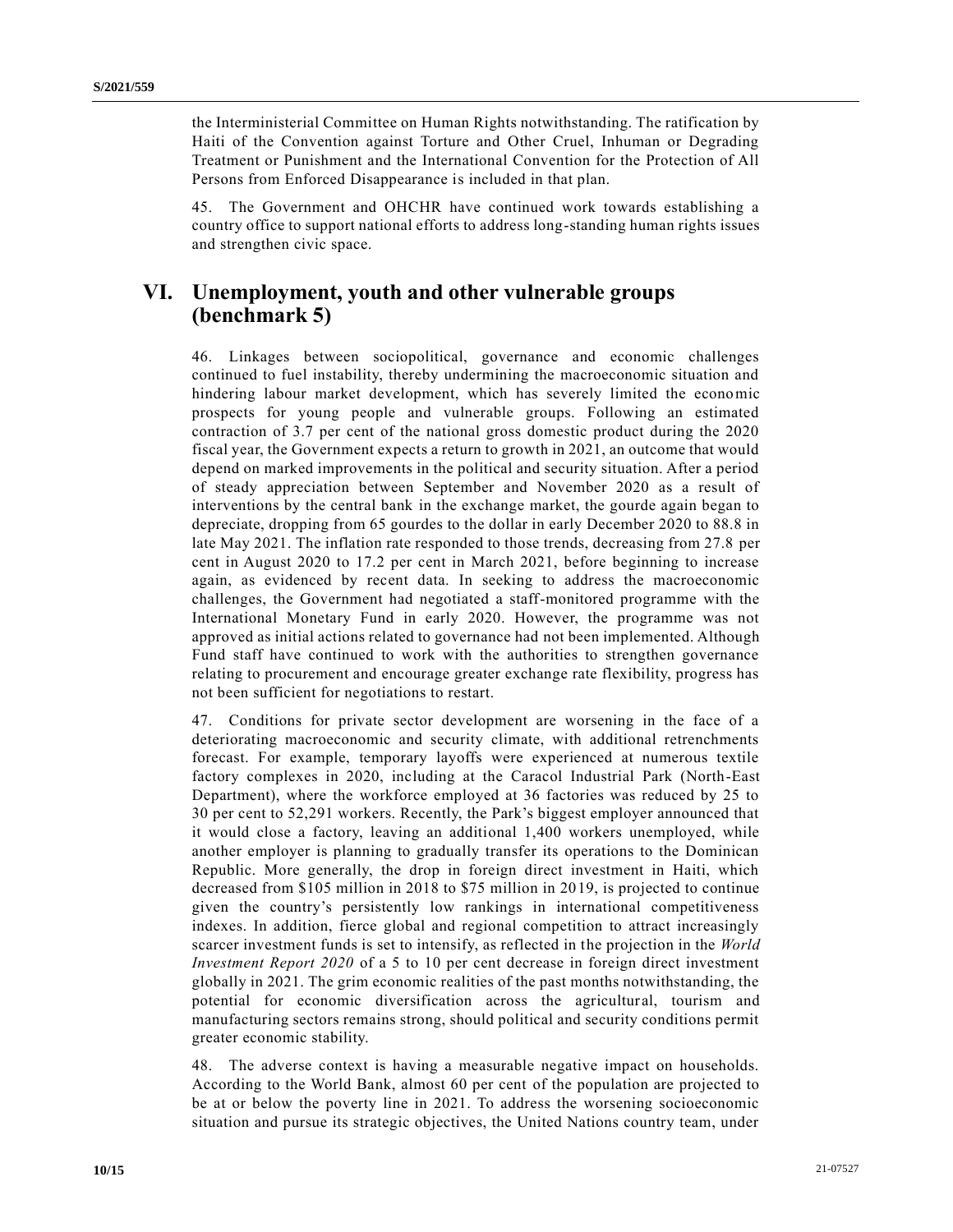the Interministerial Committee on Human Rights notwithstanding. The ratification by Haiti of the Convention against Torture and Other Cruel, Inhuman or Degrading Treatment or Punishment and the International Convention for the Protection of All Persons from Enforced Disappearance is included in that plan.

45. The Government and OHCHR have continued work towards establishing a country office to support national efforts to address long-standing human rights issues and strengthen civic space.

# VI. Unemployment, youth and other vulnerable groups (benchmark 5)

46. Linkages between sociopolitical, governance and economic challenges continued to fuel instability, thereby undermining the macroeconomic situation and hindering labour market development, which has severely limited the economic prospects for young people and vulnerable groups. Following an estimated contraction of 3.7 per cent of the national gross domestic product during the 2020 fiscal year, the Government expects a return to growth in 2021, an outcome that would depend on marked improvements in the political and security situation. After a period of steady appreciation between September and November 2020 as a result of interventions by the central bank in the exchange market, the gourde again began to depreciate, dropping from 65 gourdes to the dollar in early December 2020 to 88.8 in late May 2021. The inflation rate responded to those trends, decreasing from 27.8 per cent in August 2020 to 17.2 per cent in March 2021, before beginning to increase again, as evidenced by recent data. In seeking to address the macroeconomic challenges, the Government had negotiated a staff-monitored programme with the International Monetary Fund in early 2020. However, the programme was not approved as initial actions related to governance had not been implemented. Although Fund staff have continued to work with the authorities to strengthen governance relating to procurement and encourage greater exchange rate flexibility, progress has not been sufficient for negotiations to restart.

47. Conditions for private sector development are worsening in the face of a deteriorating macroeconomic and security climate, with additional retrenchments forecast. For example, temporary layoffs were experienced at numerous textile factory complexes in 2020, including at the Caracol Industrial Park (North-East Department), where the workforce employed at 36 factories was reduced by 25 to 30 per cent to 52,291 workers. Recently, the Park's biggest employer announced that it would close a factory, leaving an additional 1,400 workers unemployed, while another employer is planning to gradually transfer its operations to the Dominican Republic. More generally, the drop in foreign direct investment in Haiti, which decreased from $105 million in 2018 to $75 million in 2019, is projected to continue given the country's persistently low rankings in international competitiveness indexes. In addition, fierce global and regional competition to attract increasingly scarcer investment funds is set to intensify, as reflected in the projection in the *World Investment Report 2020* of a 5 to 10 per cent decrease in foreign direct investment globally in 2021. The grim economic realities of the past months notwithstanding, the potential for economic diversification across the agricultural, tourism and manufacturing sectors remains strong, should political and security conditions permit greater economic stability.

48. The adverse context is having a measurable negative impact on households. According to the World Bank, almost 60 per cent of the population are projected to be at or below the poverty line in 2021. To address the worsening socioeconomic situation and pursue its strategic objectives, the United Nations country team, under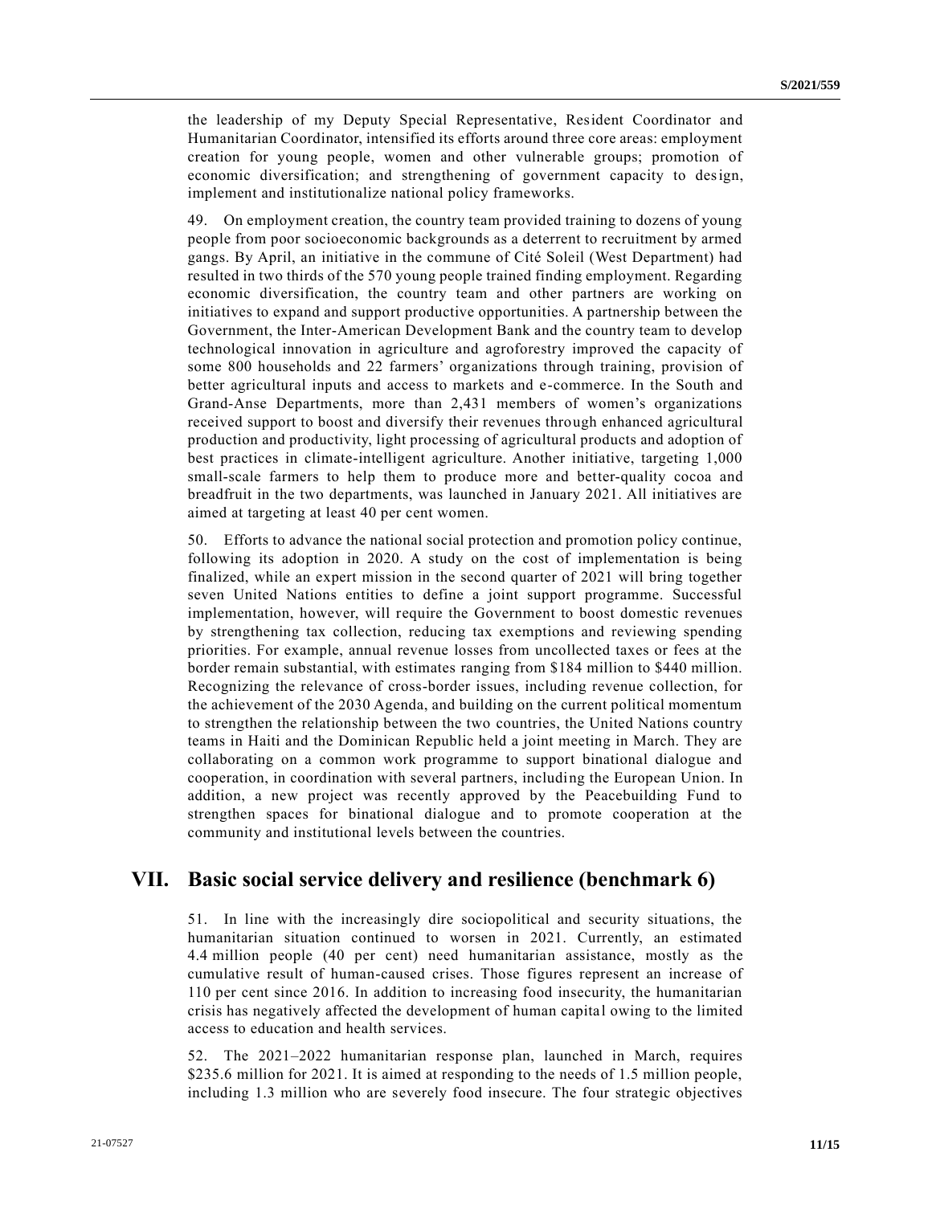the leadership of my Deputy Special Representative, Resident Coordinator and Humanitarian Coordinator, intensified its efforts around three core areas: employment creation for young people, women and other vulnerable groups; promotion of economic diversification; and strengthening of government capacity to design, implement and institutionalize national policy frameworks.

49. On employment creation, the country team provided training to dozens of young people from poor socioeconomic backgrounds as a deterrent to recruitment by armed gangs. By April, an initiative in the commune of Cité Soleil (West Department) had resulted in two thirds of the 570 young people trained finding employment. Regarding economic diversification, the country team and other partners are working on initiatives to expand and support productive opportunities. A partnership between the Government, the Inter-American Development Bank and the country team to develop technological innovation in agriculture and agroforestry improved the capacity of some 800 households and 22 farmers' organizations through training, provision of better agricultural inputs and access to markets and e-commerce. In the South and Grand-Anse Departments, more than 2,431 members of women's organizations received support to boost and diversify their revenues through enhanced agricultural production and productivity, light processing of agricultural products and adoption of best practices in climate-intelligent agriculture. Another initiative, targeting 1,000 small-scale farmers to help them to produce more and better-quality cocoa and breadfruit in the two departments, was launched in January 2021. All initiatives are aimed at targeting at least 40 per cent women.

50. Efforts to advance the national social protection and promotion policy continue, following its adoption in 2020. A study on the cost of implementation is being finalized, while an expert mission in the second quarter of 2021 will bring together seven United Nations entities to define a joint support programme. Successful implementation, however, will require the Government to boost domestic revenues by strengthening tax collection, reducing tax exemptions and reviewing spending priorities. For example, annual revenue losses from uncollected taxes or fees at the border remain substantial, with estimates ranging from $184 million to $440 million. Recognizing the relevance of cross-border issues, including revenue collection, for the achievement of the 2030 Agenda, and building on the current political momentum to strengthen the relationship between the two countries, the United Nations country teams in Haiti and the Dominican Republic held a joint meeting in March. They are collaborating on a common work programme to support binational dialogue and cooperation, in coordination with several partners, including the European Union. In addition, a new project was recently approved by the Peacebuilding Fund to strengthen spaces for binational dialogue and to promote cooperation at the community and institutional levels between the countries.

## VII. Basic social service delivery and resilience (benchmark 6)

51. In line with the increasingly dire sociopolitical and security situations, the humanitarian situation continued to worsen in 2021. Currently, an estimated 4.4 million people (40 per cent) need humanitarian assistance, mostly as the cumulative result of human-caused crises. Those figures represent an increase of 110 per cent since 2016. In addition to increasing food insecurity, the humanitarian crisis has negatively affected the development of human capital owing to the limited access to education and health services.

52. The 2021–2022 humanitarian response plan, launched in March, requires $235.6 million for 2021. It is aimed at responding to the needs of 1.5 million people, including 1.3 million who are severely food insecure. The four strategic objectives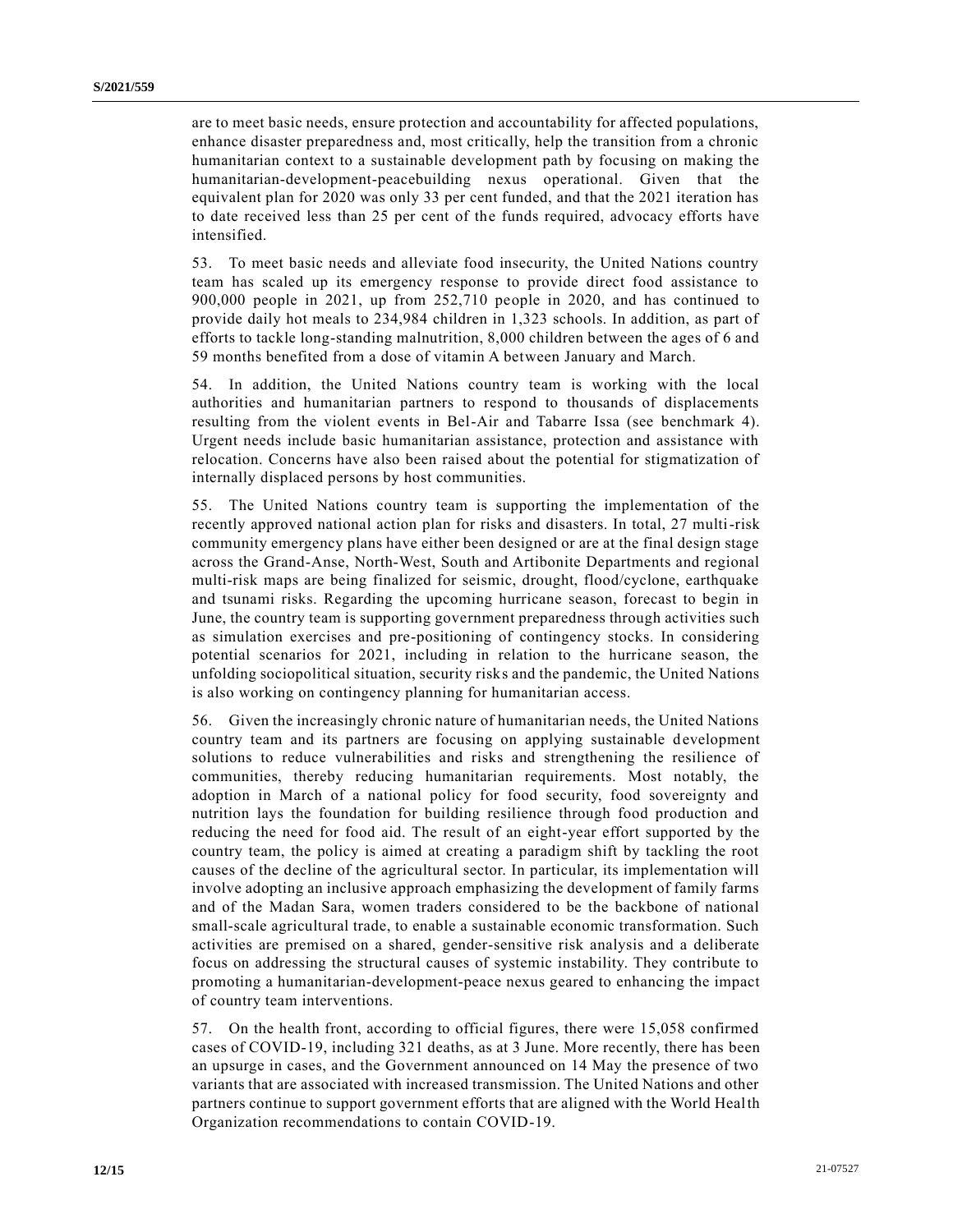are to meet basic needs, ensure protection and accountability for affected populations, enhance disaster preparedness and, most critically, help the transition from a chronic humanitarian context to a sustainable development path by focusing on making the humanitarian-development-peacebuilding nexus operational. Given that the equivalent plan for 2020 was only 33 per cent funded, and that the 2021 iteration has to date received less than 25 per cent of the funds required, advocacy efforts have intensified.

53. To meet basic needs and alleviate food insecurity, the United Nations country team has scaled up its emergency response to provide direct food assistance to 900,000 people in 2021, up from 252,710 people in 2020, and has continued to provide daily hot meals to 234,984 children in 1,323 schools. In addition, as part of efforts to tackle long-standing malnutrition, 8,000 children between the ages of 6 and 59 months benefited from a dose of vitamin A between January and March.

54. In addition, the United Nations country team is working with the local authorities and humanitarian partners to respond to thousands of displacements resulting from the violent events in Bel-Air and Tabarre Issa (see benchmark 4). Urgent needs include basic humanitarian assistance, protection and assistance with relocation. Concerns have also been raised about the potential for stigmatization of internally displaced persons by host communities.

55. The United Nations country team is supporting the implementation of the recently approved national action plan for risks and disasters. In total, 27 multi-risk community emergency plans have either been designed or are at the final design stage across the Grand-Anse, North-West, South and Artibonite Departments and regional multi-risk maps are being finalized for seismic, drought, flood/cyclone, earthquake and tsunami risks. Regarding the upcoming hurricane season, forecast to begin in June, the country team is supporting government preparedness through activities such as simulation exercises and pre-positioning of contingency stocks. In considering potential scenarios for 2021, including in relation to the hurricane season, the unfolding sociopolitical situation, security risks and the pandemic, the United Nations is also working on contingency planning for humanitarian access.

56. Given the increasingly chronic nature of humanitarian needs, the United Nations country team and its partners are focusing on applying sustainable development solutions to reduce vulnerabilities and risks and strengthening the resilience of communities, thereby reducing humanitarian requirements. Most notably, the adoption in March of a national policy for food security, food sovereignty and nutrition lays the foundation for building resilience through food production and reducing the need for food aid. The result of an eight-year effort supported by the country team, the policy is aimed at creating a paradigm shift by tackling the root causes of the decline of the agricultural sector. In particular, its implementation will involve adopting an inclusive approach emphasizing the development of family farms and of the Madan Sara, women traders considered to be the backbone of national small-scale agricultural trade, to enable a sustainable economic transformation. Such activities are premised on a shared, gender-sensitive risk analysis and a deliberate focus on addressing the structural causes of systemic instability. They contribute to promoting a humanitarian-development-peace nexus geared to enhancing the impact of country team interventions.

57. On the health front, according to official figures, there were 15,058 confirmed cases of COVID-19, including 321 deaths, as at 3 June. More recently, there has been an upsurge in cases, and the Government announced on 14 May the presence of two variants that are associated with increased transmission. The United Nations and other partners continue to support government efforts that are aligned with the World Health Organization recommendations to contain COVID-19.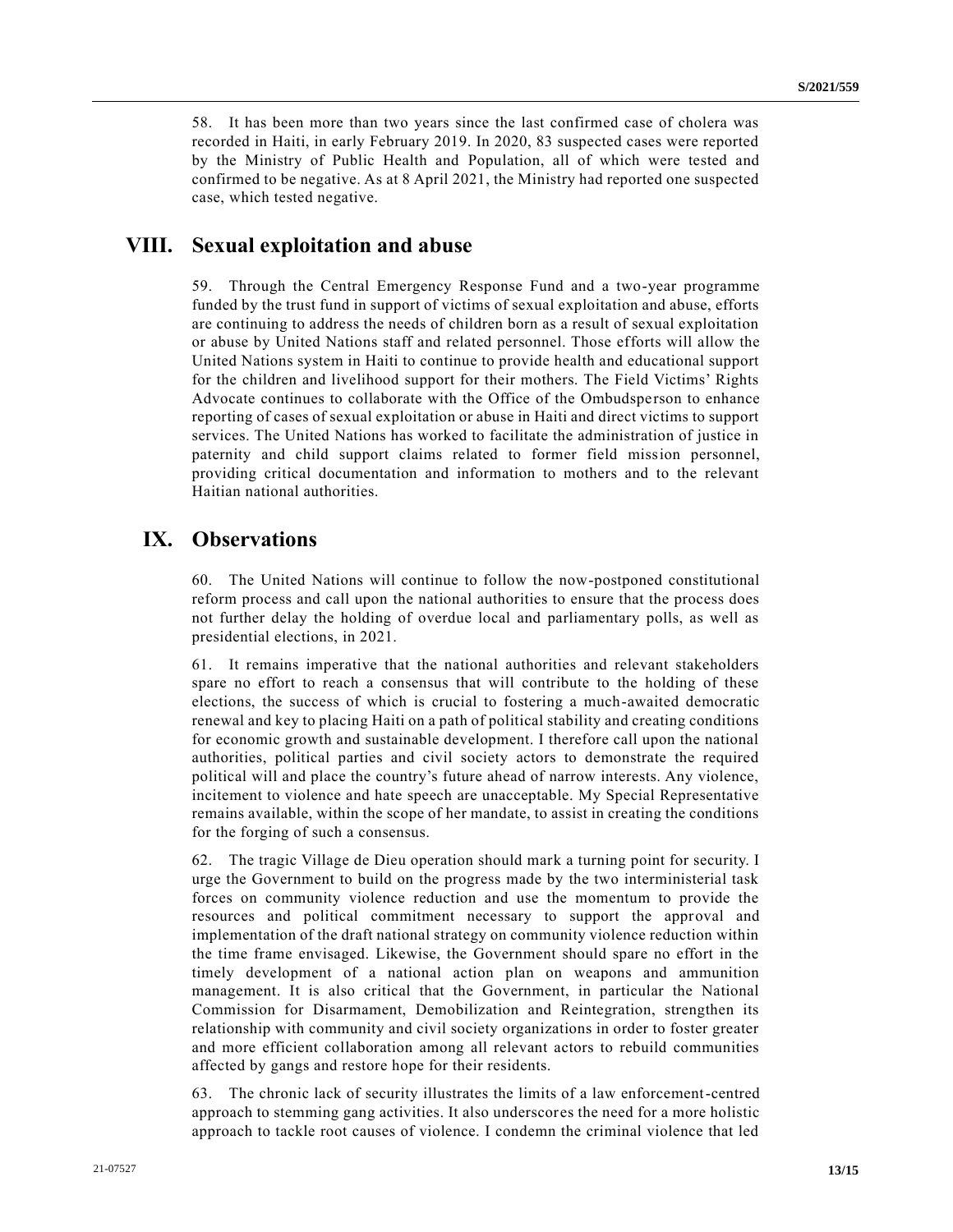58. It has been more than two years since the last confirmed case of cholera was recorded in Haiti, in early February 2019. In 2020, 83 suspected cases were reported by the Ministry of Public Health and Population, all of which were tested and confirmed to be negative. As at 8 April 2021, the Ministry had reported one suspected case, which tested negative.

## VIII. Sexual exploitation and abuse

59. Through the Central Emergency Response Fund and a two-year programme funded by the trust fund in support of victims of sexual exploitation and abuse, efforts are continuing to address the needs of children born as a result of sexual exploitation or abuse by United Nations staff and related personnel. Those efforts will allow the United Nations system in Haiti to continue to provide health and educational support for the children and livelihood support for their mothers. The Field Victims' Rights Advocate continues to collaborate with the Office of the Ombudsperson to enhance reporting of cases of sexual exploitation or abuse in Haiti and direct victims to support services. The United Nations has worked to facilitate the administration of justice in paternity and child support claims related to former field mission personnel, providing critical documentation and information to mothers and to the relevant Haitian national authorities.

## IX. Observations

60. The United Nations will continue to follow the now-postponed constitutional reform process and call upon the national authorities to ensure that the process does not further delay the holding of overdue local and parliamentary polls, as well as presidential elections, in 2021.

61. It remains imperative that the national authorities and relevant stakeholders spare no effort to reach a consensus that will contribute to the holding of these elections, the success of which is crucial to fostering a much-awaited democratic renewal and key to placing Haiti on a path of political stability and creating conditions for economic growth and sustainable development. I therefore call upon the national authorities, political parties and civil society actors to demonstrate the required political will and place the country's future ahead of narrow interests. Any violence, incitement to violence and hate speech are unacceptable. My Special Representative remains available, within the scope of her mandate, to assist in creating the conditions for the forging of such a consensus.

62. The tragic Village de Dieu operation should mark a turning point for security. I urge the Government to build on the progress made by the two interministerial task forces on community violence reduction and use the momentum to provide the resources and political commitment necessary to support the approval and implementation of the draft national strategy on community violence reduction within the time frame envisaged. Likewise, the Government should spare no effort in the timely development of a national action plan on weapons and ammunition management. It is also critical that the Government, in particular the National Commission for Disarmament, Demobilization and Reintegration, strengthen its relationship with community and civil society organizations in order to foster greater and more efficient collaboration among all relevant actors to rebuild communities affected by gangs and restore hope for their residents.

63. The chronic lack of security illustrates the limits of a law enforcement-centred approach to stemming gang activities. It also underscores the need for a more holistic approach to tackle root causes of violence. I condemn the criminal violence that led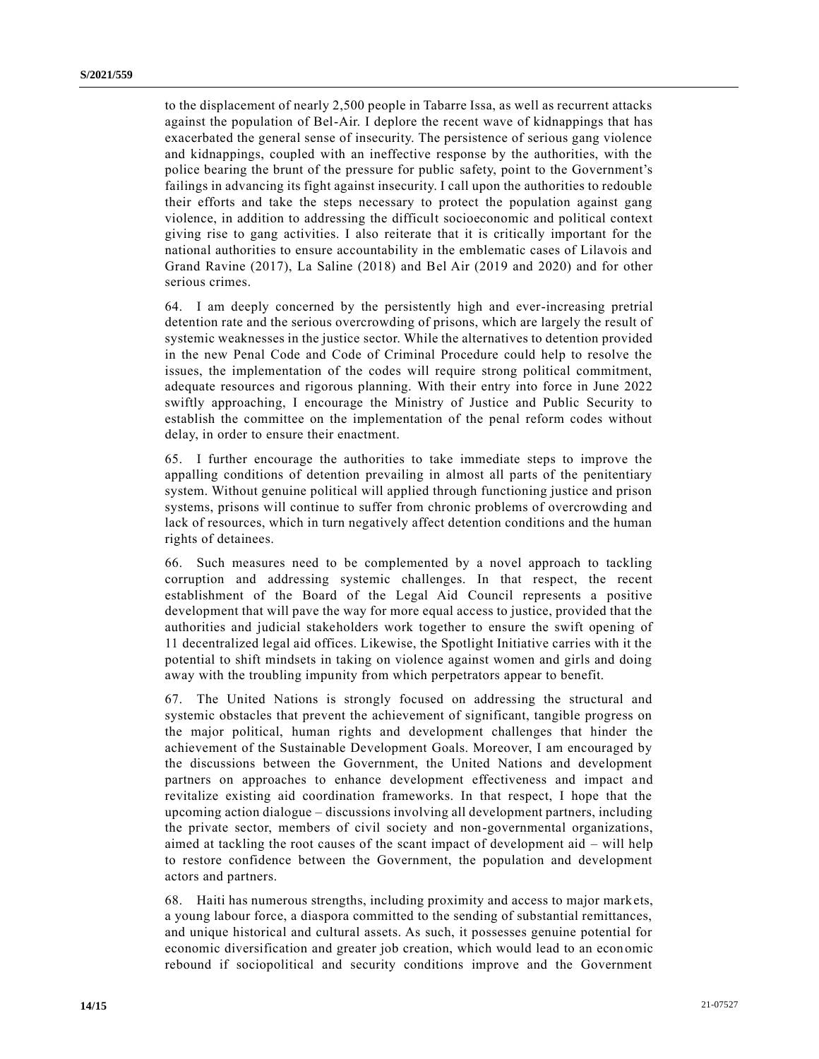to the displacement of nearly 2,500 people in Tabarre Issa, as well as recurrent attacks against the population of Bel-Air. I deplore the recent wave of kidnappings that has exacerbated the general sense of insecurity. The persistence of serious gang violence and kidnappings, coupled with an ineffective response by the authorities, with the police bearing the brunt of the pressure for public safety, point to the Government's failings in advancing its fight against insecurity. I call upon the authorities to redouble their efforts and take the steps necessary to protect the population against gang violence, in addition to addressing the difficult socioeconomic and political context giving rise to gang activities. I also reiterate that it is critically important for the national authorities to ensure accountability in the emblematic cases of Lilavois and Grand Ravine (2017), La Saline (2018) and Bel Air (2019 and 2020) and for other serious crimes.

64. I am deeply concerned by the persistently high and ever-increasing pretrial detention rate and the serious overcrowding of prisons, which are largely the result of systemic weaknesses in the justice sector. While the alternatives to detention provided in the new Penal Code and Code of Criminal Procedure could help to resolve the issues, the implementation of the codes will require strong political commitment, adequate resources and rigorous planning. With their entry into force in June 2022 swiftly approaching, I encourage the Ministry of Justice and Public Security to establish the committee on the implementation of the penal reform codes without delay, in order to ensure their enactment.

65. I further encourage the authorities to take immediate steps to improve the appalling conditions of detention prevailing in almost all parts of the penitentiary system. Without genuine political will applied through functioning justice and prison systems, prisons will continue to suffer from chronic problems of overcrowding and lack of resources, which in turn negatively affect detention conditions and the human rights of detainees.

66. Such measures need to be complemented by a novel approach to tackling corruption and addressing systemic challenges. In that respect, the recent establishment of the Board of the Legal Aid Council represents a positive development that will pave the way for more equal access to justice, provided that the authorities and judicial stakeholders work together to ensure the swift opening of 11 decentralized legal aid offices. Likewise, the Spotlight Initiative carries with it the potential to shift mindsets in taking on violence against women and girls and doing away with the troubling impunity from which perpetrators appear to benefit.

67. The United Nations is strongly focused on addressing the structural and systemic obstacles that prevent the achievement of significant, tangible progress on the major political, human rights and development challenges that hinder the achievement of the Sustainable Development Goals. Moreover, I am encouraged by the discussions between the Government, the United Nations and development partners on approaches to enhance development effectiveness and impact and revitalize existing aid coordination frameworks. In that respect, I hope that the upcoming action dialogue – discussions involving all development partners, including the private sector, members of civil society and non-governmental organizations, aimed at tackling the root causes of the scant impact of development aid – will help to restore confidence between the Government, the population and development actors and partners.

68. Haiti has numerous strengths, including proximity and access to major markets, a young labour force, a diaspora committed to the sending of substantial remittances, and unique historical and cultural assets. As such, it possesses genuine potential for economic diversification and greater job creation, which would lead to an economic rebound if sociopolitical and security conditions improve and the Government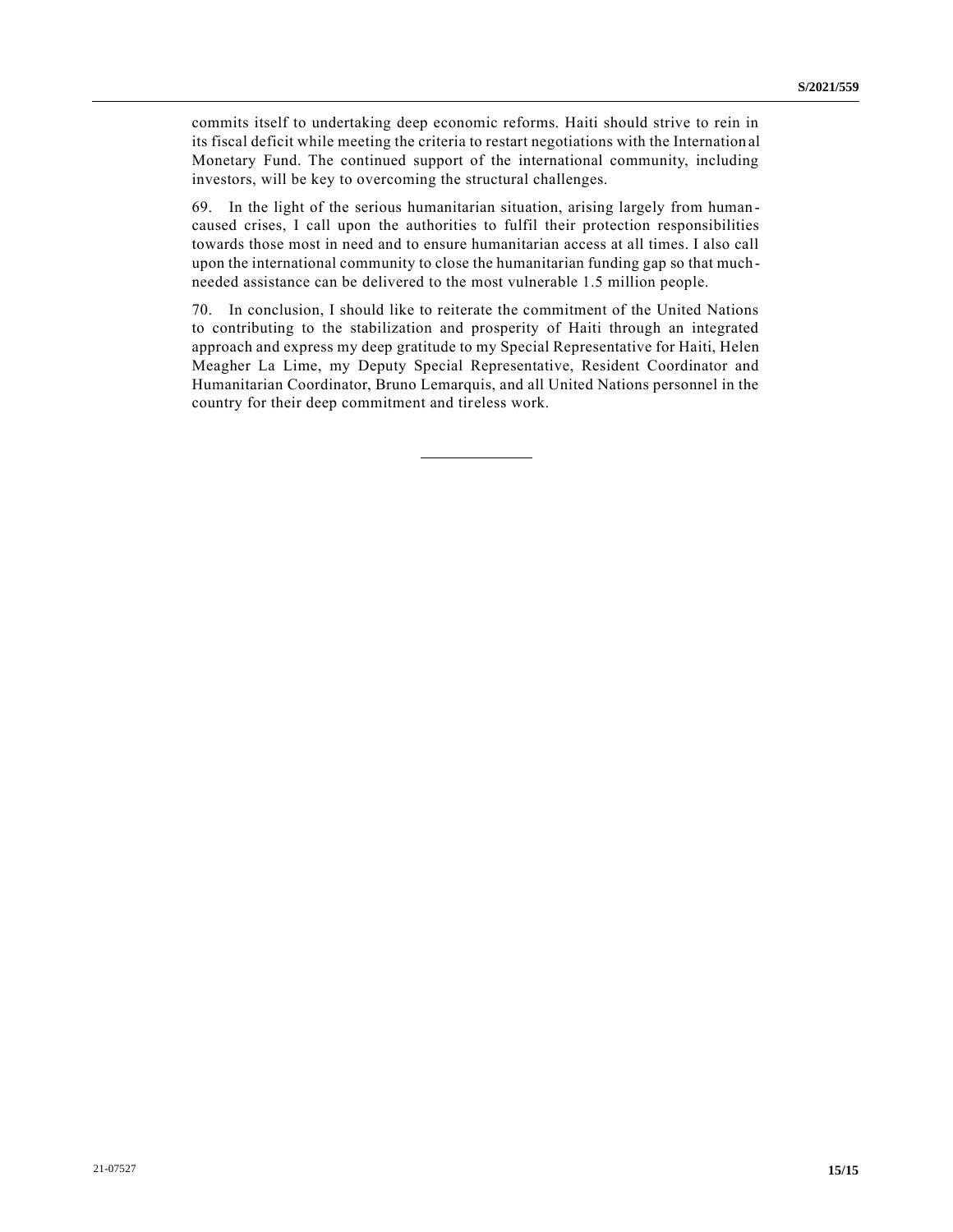commits itself to undertaking deep economic reforms. Haiti should strive to rein in its fiscal deficit while meeting the criteria to restart negotiations with the International Monetary Fund. The continued support of the international community, including investors, will be key to overcoming the structural challenges.

69. In the light of the serious humanitarian situation, arising largely from human-caused crises, I call upon the authorities to fulfil their protection responsibilities towards those most in need and to ensure humanitarian access at all times. I also call upon the international community to close the humanitarian funding gap so that much-needed assistance can be delivered to the most vulnerable 1.5 million people.

70. In conclusion, I should like to reiterate the commitment of the United Nations to contributing to the stabilization and prosperity of Haiti through an integrated approach and express my deep gratitude to my Special Representative for Haiti, Helen Meagher La Lime, my Deputy Special Representative, Resident Coordinator and Humanitarian Coordinator, Bruno Lemarquis, and all United Nations personnel in the country for their deep commitment and tireless work.